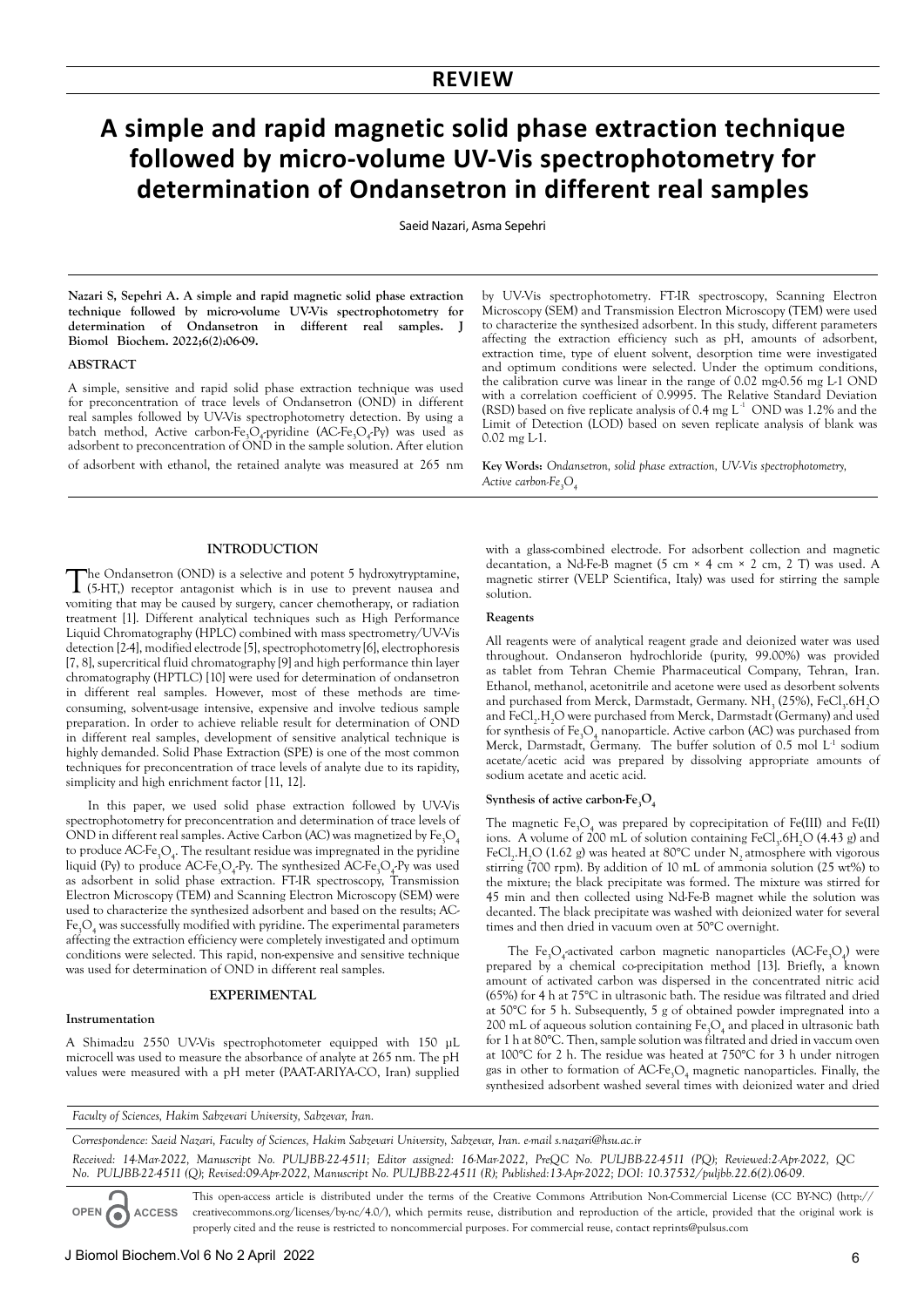**REVIEW**

# A simple and rapid magnetic solid phase extraction technique followed by micro-volume UV-Vis spectrophotometry for determination of Ondansetron in different real samples

Saeid Nazari, Asma Sepehri

**Nazari S, Sepehri A. A simple and rapid magnetic solid phase extraction technique followed by micro-volume UV-Vis spectrophotometry for determination of Ondansetron in different real samples. J Biomol Biochem. 2022;6(2):06-09.**

## ABSTRACT

A simple, sensitive and rapid solid phase extraction technique was used for preconcentration of trace levels of Ondansetron (OND) in different real samples followed by UV-Vis spectrophotometry detection. By using a batch method, Active carbon-$Fe_3O_4$-pyridine (AC-$Fe_3O_4$-Py) was used as adsorbent to preconcentration of OND in the sample solution. After elution of adsorbent with ethanol, the retained analyte was measured at 265 nm by UV-Vis spectrophotometry. FT-IR spectroscopy, Scanning Electron Microscopy (SEM) and Transmission Electron Microscopy (TEM) were used to characterize the synthesized adsorbent. In this study, different parameters affecting the extraction efficiency such as pH, amounts of adsorbent, extraction time, type of eluent solvent, desorption time were investigated and optimum conditions were selected. Under the optimum conditions, the calibration curve was linear in the range of 0.02 mg-0.56 mg L-1 OND with a correlation coefficient of 0.9995. The Relative Standard Deviation (RSD) based on five replicate analysis of 0.4 mg $L^{-1}$ OND was 1.2% and the Limit of Detection (LOD) based on seven replicate analysis of blank was 0.02 mg L-1.

**Key Words:** *Ondansetron, solid phase extraction, UV-Vis spectrophotometry, Active carbon-$Fe_3O_4$*

## INTRODUCTION

The Ondansetron (OND) is a selective and potent 5 hydroxytryptamine, (5-HT,) receptor antagonist which is in use to prevent nausea and vomiting that may be caused by surgery, cancer chemotherapy, or radiation treatment [1]. Different analytical techniques such as High Performance Liquid Chromatography (HPLC) combined with mass spectrometry/UV-Vis detection [2-4], modified electrode [5], spectrophotometry [6], electrophoresis [7, 8], supercritical fluid chromatography [9] and high performance thin layer chromatography (HPTLC) [10] were used for determination of ondansetron in different real samples. However, most of these methods are time-consuming, solvent-usage intensive, expensive and involve tedious sample preparation. In order to achieve reliable result for determination of OND in different real samples, development of sensitive analytical technique is highly demanded. Solid Phase Extraction (SPE) is one of the most common techniques for preconcentration of trace levels of analyte due to its rapidity, simplicity and high enrichment factor [11, 12].

In this paper, we used solid phase extraction followed by UV-Vis spectrophotometry for preconcentration and determination of trace levels of OND in different real samples. Active Carbon (AC) was magnetized by $Fe_3O_4$ to produce AC-$Fe_3O_4$. The resultant residue was impregnated in the pyridine liquid (Py) to produce AC-$Fe_3O_4$-Py. The synthesized AC-$Fe_3O_4$-Py was used as adsorbent in solid phase extraction. FT-IR spectroscopy, Transmission Electron Microscopy (TEM) and Scanning Electron Microscopy (SEM) were used to characterize the synthesized adsorbent and based on the results; AC-$Fe_3O_4$ was successfully modified with pyridine. The experimental parameters affecting the extraction efficiency were completely investigated and optimum conditions were selected. This rapid, non-expensive and sensitive technique was used for determination of OND in different real samples.

## EXPERIMENTAL

### Instrumentation

A Shimadzu 2550 UV-Vis spectrophotometer equipped with 150 µL microcell was used to measure the absorbance of analyte at 265 nm. The pH values were measured with a pH meter (PAAT-ARIYA-CO, Iran) supplied with a glass-combined electrode. For adsorbent collection and magnetic decantation, a Nd-Fe-B magnet (5 cm × 4 cm × 2 cm, 2 T) was used. A magnetic stirrer (VELP Scientifica, Italy) was used for stirring the sample solution.

### Reagents

All reagents were of analytical reagent grade and deionized water was used throughout. Ondanseron hydrochloride (purity, 99.00%) was provided as tablet from Tehran Chemie Pharmaceutical Company, Tehran, Iran. Ethanol, methanol, acetonitrile and acetone were used as desorbent solvents and purchased from Merck, Darmstadt, Germany. $NH_3$ (25%), $FeCl_3.6H_2O$ and $FeCl_2.H_2O$ were purchased from Merck, Darmstadt (Germany) and used for synthesis of $Fe_3O_4$ nanoparticle. Active carbon (AC) was purchased from Merck, Darmstadt, Germany. The buffer solution of 0.5 mol $L^{-1}$ sodium acetate/acetic acid was prepared by dissolving appropriate amounts of sodium acetate and acetic acid.

### Synthesis of active carbon-$Fe_3O_4$

The magnetic $Fe_3O_4$ was prepared by coprecipitation of Fe(III) and Fe(II) ions. A volume of 200 mL of solution containing $FeCl_3.6H_2O$ (4.43 g) and $FeCl_2.H_2O$ (1.62 g) was heated at 80°C under $N_2$ atmosphere with vigorous stirring (700 rpm). By addition of 10 mL of ammonia solution (25 wt%) to the mixture; the black precipitate was formed. The mixture was stirred for 45 min and then collected using Nd-Fe-B magnet while the solution was decanted. The black precipitate was washed with deionized water for several times and then dried in vacuum oven at 50°C overnight.

The $Fe_3O_4$-activated carbon magnetic nanoparticles (AC-$Fe_3O_4$) were prepared by a chemical co-precipitation method [13]. Briefly, a known amount of activated carbon was dispersed in the concentrated nitric acid (65%) for 4 h at 75°C in ultrasonic bath. The residue was filtrated and dried at 50°C for 5 h. Subsequently, 5 g of obtained powder impregnated into a 200 mL of aqueous solution containing $Fe_3O_4$ and placed in ultrasonic bath for 1 h at 80°C. Then, sample solution was filtrated and dried in vaccum oven at 100°C for 2 h. The residue was heated at 750°C for 3 h under nitrogen gas in other to formation of AC-$Fe_3O_4$ magnetic nanoparticles. Finally, the synthesized adsorbent washed several times with deionized water and dried

*Faculty of Sciences, Hakim Sabzevari University, Sabzevar, Iran.*

*Correspondence: Saeid Nazari, Faculty of Sciences, Hakim Sabzevari University, Sabzevar, Iran. e-mail s.nazari@hsu.ac.ir*

*Received: 14-Mar-2022, Manuscript No. PULJBB-22-4511; Editor assigned: 16-Mar-2022, PreQC No. PULJBB-22-4511 (PQ); Reviewed:2-Apr-2022, QC No. PULJBB-22-4511 (Q); Revised:09-Apr-2022, Manuscript No. PULJBB-22-4511 (R); Published:13-Apr-2022; DOI: 10.37532/puljbb.22.6(2).06-09.*

OPEN ACCESS This open-access article is distributed under the terms of the Creative Commons Attribution Non-Commercial License (CC BY-NC) (http://creativecommons.org/licenses/by-nc/4.0/), which permits reuse, distribution and reproduction of the article, provided that the original work is properly cited and the reuse is restricted to noncommercial purposes. For commercial reuse, contact reprints@pulsus.com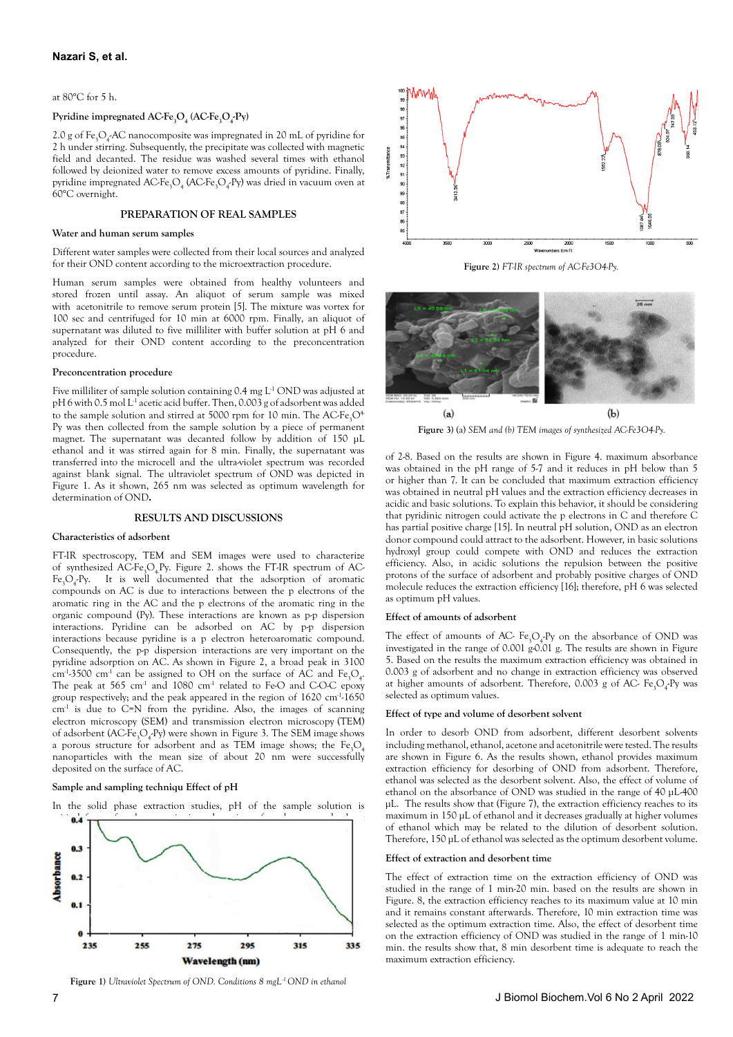at 80°C for 5 h.

### Pyridine impregnated AC-$Fe_3O_4$ (AC-$Fe_3O_4$-Py)

2.0 g of $Fe_3O_4$-AC nanocomposite was impregnated in 20 mL of pyridine for 2 h under stirring. Subsequently, the precipitate was collected with magnetic field and decanted. The residue was washed several times with ethanol followed by deionized water to remove excess amounts of pyridine. Finally, pyridine impregnated AC-$Fe_3O_4$ (AC-$Fe_3O_4$-Py) was dried in vacuum oven at 60°C overnight.

## PREPARATION OF REAL SAMPLES

### Water and human serum samples

Different water samples were collected from their local sources and analyzed for their OND content according to the microextraction procedure.

Human serum samples were obtained from healthy volunteers and stored frozen until assay. An aliquot of serum sample was mixed with acetonitrile to remove serum protein [5]. The mixture was vortex for 100 sec and centrifuged for 10 min at 6000 rpm. Finally, an aliquot of supernatant was diluted to five milliliter with buffer solution at pH 6 and analyzed for their OND content according to the preconcentration procedure.

### Preconcentration procedure

Five milliliter of sample solution containing 0.4 mg $L^{-1}$ OND was adjusted at pH 6 with 0.5 mol $L^{-1}$ acetic acid buffer. Then, 0.003 g of adsorbent was added to the sample solution and stirred at 5000 rpm for 10 min. The AC-$Fe_3O_4$-Py was then collected from the sample solution by a piece of permanent magnet. The supernatant was decanted follow by addition of 150 µL ethanol and it was stirred again for 8 min. Finally, the supernatant was transferred into the microcell and the ultra-violet spectrum was recorded against blank signal. The ultraviolet spectrum of OND was depicted in Figure 1. As it shown, 265 nm was selected as optimum wavelength for determination of OND.

## RESULTS AND DISCUSSIONS

### Characteristics of adsorbent

FT-IR spectroscopy, TEM and SEM images were used to characterize of synthesized AC-$Fe_3O_4$Py. Figure 2. shows the FT-IR spectrum of AC-$Fe_3O_4$-Py. It is well documented that the adsorption of aromatic compounds on AC is due to interactions between the p electrons of the aromatic ring in the AC and the p electrons of the aromatic ring in the organic compound (Py). These interactions are known as p-p dispersion interactions. Pyridine can be adsorbed on AC by p-p dispersion interactions because pyridine is a p electron heteroaromatic compound. Consequently, the p-p dispersion interactions are very important on the pyridine adsorption on AC. As shown in Figure 2, a broad peak in 3100 $cm^{-1}$-3500 $cm^{-1}$ can be assigned to OH on the surface of AC and $Fe_3O_4$. The peak at 565 $cm^{-1}$ and 1080 $cm^{-1}$ related to Fe-O and C-O-C epoxy group respectively; and the peak appeared in the region of 1620 $cm^{-1}$-1650 $cm^{-1}$ is due to C=N from the pyridine. Also, the images of scanning electron microscopy (SEM) and transmission electron microscopy (TEM) of adsorbent (AC-$Fe_3O_4$-Py) were shown in Figure 3. The SEM image shows a porous structure for adsorbent and as TEM image shows; the $Fe_3O_4$ nanoparticles with the mean size of about 20 nm were successfully deposited on the surface of AC.

### Sample and sampling techniqu Effect of pH

In the solid phase extraction studies, pH of the sample solution is

Figure 1) *Ultraviolet Spectrum of OND. Conditions 8 mgL$^{-1}$ OND in ethanol*

Figure 2) *FT-IR spectrum of AC-Fe3O4-Py.*

Figure 3) (a) *SEM and (b) TEM images of synthesized AC-Fe3O4-Py.*

of 2-8. Based on the results are shown in Figure 4. maximum absorbance was obtained in the pH range of 5-7 and it reduces in pH below than 5 or higher than 7. It can be concluded that maximum extraction efficiency was obtained in neutral pH values and the extraction efficiency decreases in acidic and basic solutions. To explain this behavior, it should be considering that pyridinic nitrogen could activate the p electrons in C and therefore C has partial positive charge [15]. In neutral pH solution, OND as an electron donor compound could attract to the adsorbent. However, in basic solutions hydroxyl group could compete with OND and reduces the extraction efficiency. Also, in acidic solutions the repulsion between the positive protons of the surface of adsorbent and probably positive charges of OND molecule reduces the extraction efficiency [16]; therefore, pH 6 was selected as optimum pH values.

### Effect of amounts of adsorbent

The effect of amounts of AC- $Fe_3O_4$-Py on the absorbance of OND was investigated in the range of 0.001 g-0.01 g. The results are shown in Figure 5. Based on the results the maximum extraction efficiency was obtained in 0.003 g of adsorbent and no change in extraction efficiency was observed at higher amounts of adsorbent. Therefore, 0.003 g of AC- $Fe_3O_4$-Py was selected as optimum values.

### Effect of type and volume of desorbent solvent

In order to desorb OND from adsorbent, different desorbent solvents including methanol, ethanol, acetone and acetonitrile were tested. The results are shown in Figure 6. As the results shown, ethanol provides maximum extraction efficiency for desorbing of OND from adsorbent. Therefore, ethanol was selected as the desorbent solvent. Also, the effect of volume of ethanol on the absorbance of OND was studied in the range of 40 µL-400 µL. The results show that (Figure 7), the extraction efficiency reaches to its maximum in 150 µL of ethanol and it decreases gradually at higher volumes of ethanol which may be related to the dilution of desorbent solution. Therefore, 150 µL of ethanol was selected as the optimum desorbent volume.

### Effect of extraction and desorbent time

The effect of extraction time on the extraction efficiency of OND was studied in the range of 1 min-20 min. based on the results are shown in Figure. 8, the extraction efficiency reaches to its maximum value at 10 min and it remains constant afterwards. Therefore, 10 min extraction time was selected as the optimum extraction time. Also, the effect of desorbent time on the extraction efficiency of OND was studied in the range of 1 min-10 min. the results show that, 8 min desorbent time is adequate to reach the maximum extraction efficiency.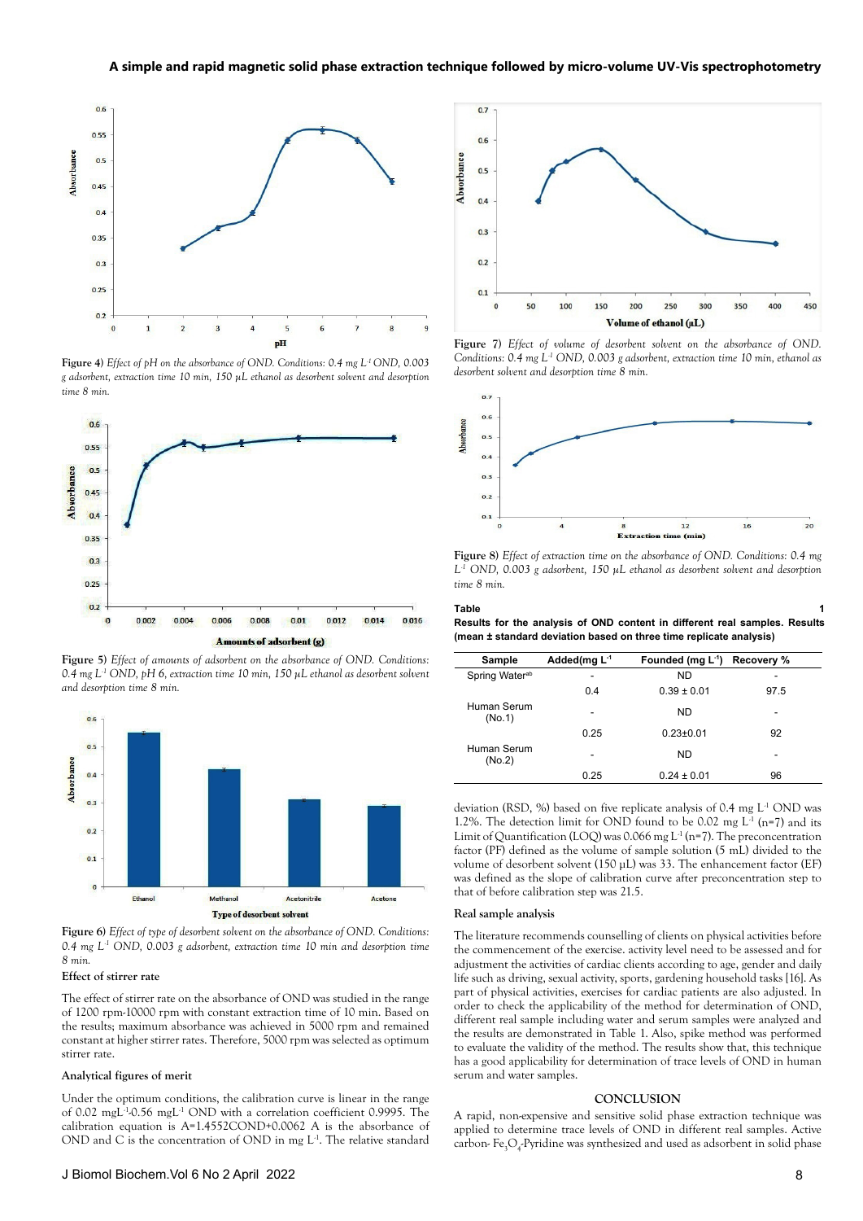Figure 4) *Effect of pH on the absorbance of OND. Conditions: 0.4 mg $L^{-1}$ OND, 0.003 g adsorbent, extraction time 10 min, 150 µL ethanol as desorbent solvent and desorption time 8 min.*

Figure 5) *Effect of amounts of adsorbent on the absorbance of OND. Conditions: 0.4 mg $L^{-1}$ OND, pH 6, extraction time 10 min, 150 µL ethanol as desorbent solvent and desorption time 8 min.*

Figure 6) *Effect of type of desorbent solvent on the absorbance of OND. Conditions: 0.4 mg $L^{-1}$ OND, 0.003 g adsorbent, extraction time 10 min and desorption time 8 min.*

### Effect of stirrer rate

The effect of stirrer rate on the absorbance of OND was studied in the range of 1200 rpm-10000 rpm with constant extraction time of 10 min. Based on the results; maximum absorbance was achieved in 5000 rpm and remained constant at higher stirrer rates. Therefore, 5000 rpm was selected as optimum stirrer rate.

### Analytical figures of merit

Under the optimum conditions, the calibration curve is linear in the range of 0.02 mg$L^{-1}$-0.56 mg$L^{-1}$ OND with a correlation coefficient 0.9995. The calibration equation is A=1.4552COND+0.0062 A is the absorbance of OND and C is the concentration of OND in mg $L^{-1}$. The relative standard deviation (RSD, %) based on five replicate analysis of 0.4 mg $L^{-1}$ OND was 1.2%. The detection limit for OND found to be 0.02 mg $L^{-1}$ (n=7) and its Limit of Quantification (LOQ) was 0.066 mg $L^{-1}$ (n=7). The preconcentration factor (PF) defined as the volume of sample solution (5 mL) divided to the volume of desorbent solvent (150 µL) was 33. The enhancement factor (EF) was defined as the slope of calibration curve after preconcentration step to that of before calibration step was 21.5.

Figure 7) *Effect of volume of desorbent solvent on the absorbance of OND. Conditions: 0.4 mg $L^{-1}$ OND, 0.003 g adsorbent, extraction time 10 min, ethanol as desorbent solvent and desorption time 8 min.*

Figure 8) *Effect of extraction time on the absorbance of OND. Conditions: 0.4 mg $L^{-1}$ OND, 0.003 g adsorbent, 150 µL ethanol as desorbent solvent and desorption time 8 min.*

**Table 1**
**Results for the analysis of OND content in different real samples. Results (mean ± standard deviation based on three time replicate analysis)**

| Sample | Added(mg $L^{-1}$) | Founded (mg $L^{-1}$) | Recovery % |
|---|---|---|---|
| Spring Water[ab] | - | ND | - |
| | 0.4 | 0.39 ± 0.01 | 97.5 |
| Human Serum (No.1) | - | ND | - |
| | 0.25 | 0.23±0.01 | 92 |
| Human Serum (No.2) | - | ND | - |
| | 0.25 | 0.24 ± 0.01 | 96 |

### Real sample analysis

The literature recommends counselling of clients on physical activities before the commencement of the exercise. activity level need to be assessed and for adjustment the activities of cardiac clients according to age, gender and daily life such as driving, sexual activity, sports, gardening household tasks [16]. As part of physical activities, exercises for cardiac patients are also adjusted. In order to check the applicability of the method for determination of OND, different real sample including water and serum samples were analyzed and the results are demonstrated in Table 1. Also, spike method was performed to evaluate the validity of the method. The results show that, this technique has a good applicability for determination of trace levels of OND in human serum and water samples.

## CONCLUSION

A rapid, non-expensive and sensitive solid phase extraction technique was applied to determine trace levels of OND in different real samples. Active carbon- $Fe_3O_4$-Pyridine was synthesized and used as adsorbent in solid phase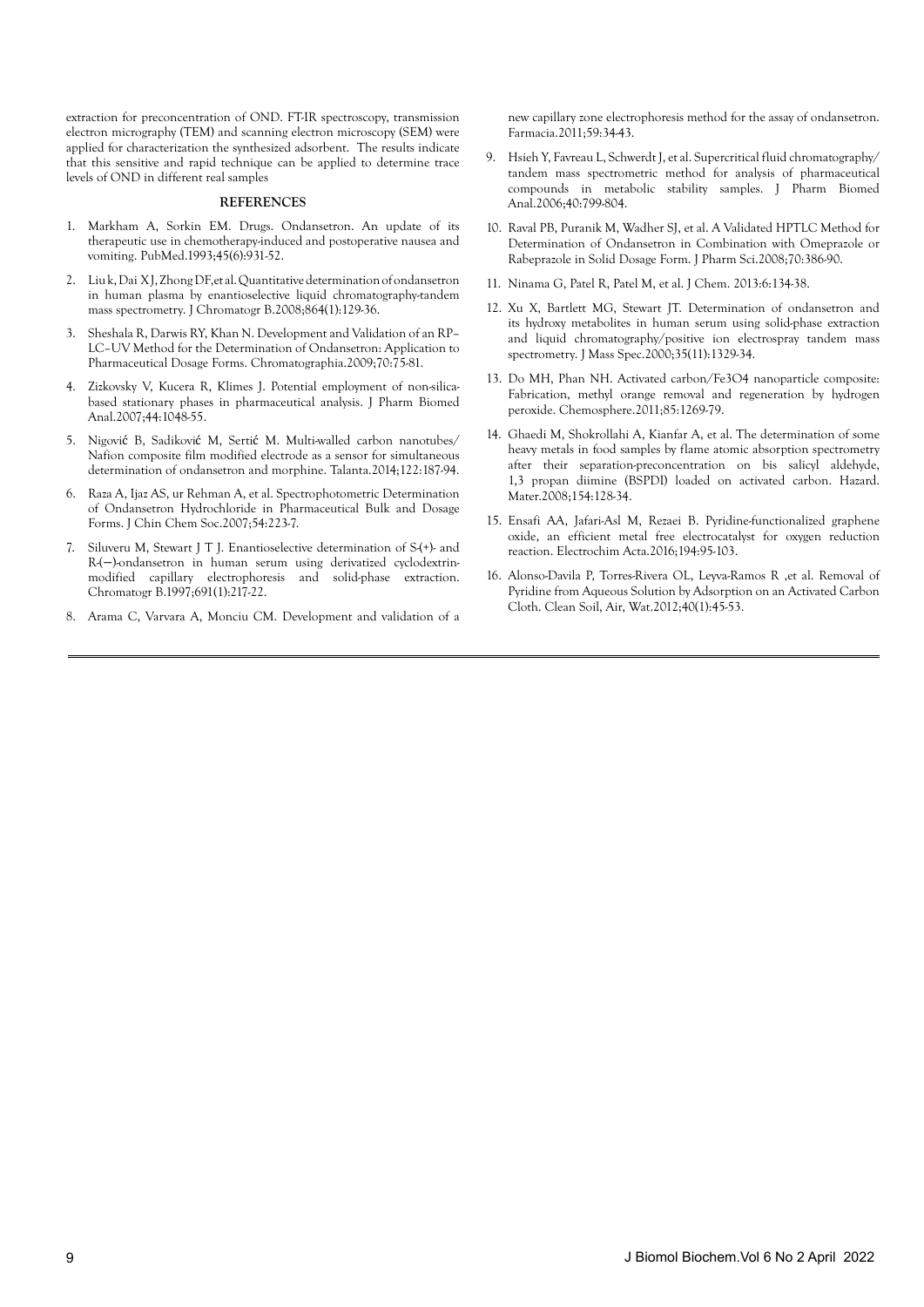extraction for preconcentration of OND. FT-IR spectroscopy, transmission electron micrography (TEM) and scanning electron microscopy (SEM) were applied for characterization the synthesized adsorbent. The results indicate that this sensitive and rapid technique can be applied to determine trace levels of OND in different real samples

## REFERENCES

1. Markham A, Sorkin EM. Drugs. Ondansetron. An update of its therapeutic use in chemotherapy-induced and postoperative nausea and vomiting. PubMed.1993;45(6):931-52.
2. Liu k, Dai X J, Zhong DF,et al. Quantitative determination of ondansetron in human plasma by enantioselective liquid chromatography-tandem mass spectrometry. J Chromatogr B.2008;864(1):129-36.
3. Sheshala R, Darwis RY, Khan N. Development and Validation of an RP–LC–UV Method for the Determination of Ondansetron: Application to Pharmaceutical Dosage Forms. Chromatographia.2009;70:75-81.
4. Zizkovsky V, Kucera R, Klimes J. Potential employment of non-silica-based stationary phases in pharmaceutical analysis. J Pharm Biomed Anal.2007;44:1048-55.
5. Nigović B, Sadiković M, Sertić M. Multi-walled carbon nanotubes/ Nafion composite film modified electrode as a sensor for simultaneous determination of ondansetron and morphine. Talanta.2014;122:187-94.
6. Raza A, Ijaz AS, ur Rehman A, et al. Spectrophotometric Determination of Ondansetron Hydrochloride in Pharmaceutical Bulk and Dosage Forms. J Chin Chem Soc.2007;54:223-7.
7. Siluveru M, Stewart J T J. Enantioselective determination of S-(+)- and R-(−)-ondansetron in human serum using derivatized cyclodextrin-modified capillary electrophoresis and solid-phase extraction. Chromatogr B.1997;691(1):217-22.
8. Arama C, Varvara A, Monciu CM. Development and validation of a new capillary zone electrophoresis method for the assay of ondansetron. Farmacia.2011;59:34-43.
9. Hsieh Y, Favreau L, Schwerdt J, et al. Supercritical fluid chromatography/ tandem mass spectrometric method for analysis of pharmaceutical compounds in metabolic stability samples. J Pharm Biomed Anal.2006;40:799-804.
10. Raval PB, Puranik M, Wadher SJ, et al. A Validated HPTLC Method for Determination of Ondansetron in Combination with Omeprazole or Rabeprazole in Solid Dosage Form. J Pharm Sci.2008;70:386-90.
11. Ninama G, Patel R, Patel M, et al. J Chem. 2013:6:134-38.
12. Xu X, Bartlett MG, Stewart JT. Determination of ondansetron and its hydroxy metabolites in human serum using solid-phase extraction and liquid chromatography/positive ion electrospray tandem mass spectrometry. J Mass Spec.2000;35(11):1329-34.
13. Do MH, Phan NH. Activated carbon/Fe3O4 nanoparticle composite: Fabrication, methyl orange removal and regeneration by hydrogen peroxide. Chemosphere.2011;85:1269-79.
14. Ghaedi M, Shokrollahi A, Kianfar A, et al. The determination of some heavy metals in food samples by flame atomic absorption spectrometry after their separation-preconcentration on bis salicyl aldehyde, 1,3 propan diimine (BSPDI) loaded on activated carbon. Hazard. Mater.2008;154:128-34.
15. Ensafi AA, Jafari-Asl M, Rezaei B. Pyridine-functionalized graphene oxide, an efficient metal free electrocatalyst for oxygen reduction reaction. Electrochim Acta.2016;194:95-103.
16. Alonso-Davila P, Torres-Rivera OL, Leyva-Ramos R ,et al. Removal of Pyridine from Aqueous Solution by Adsorption on an Activated Carbon Cloth. Clean Soil, Air, Wat.2012;40(1):45-53.